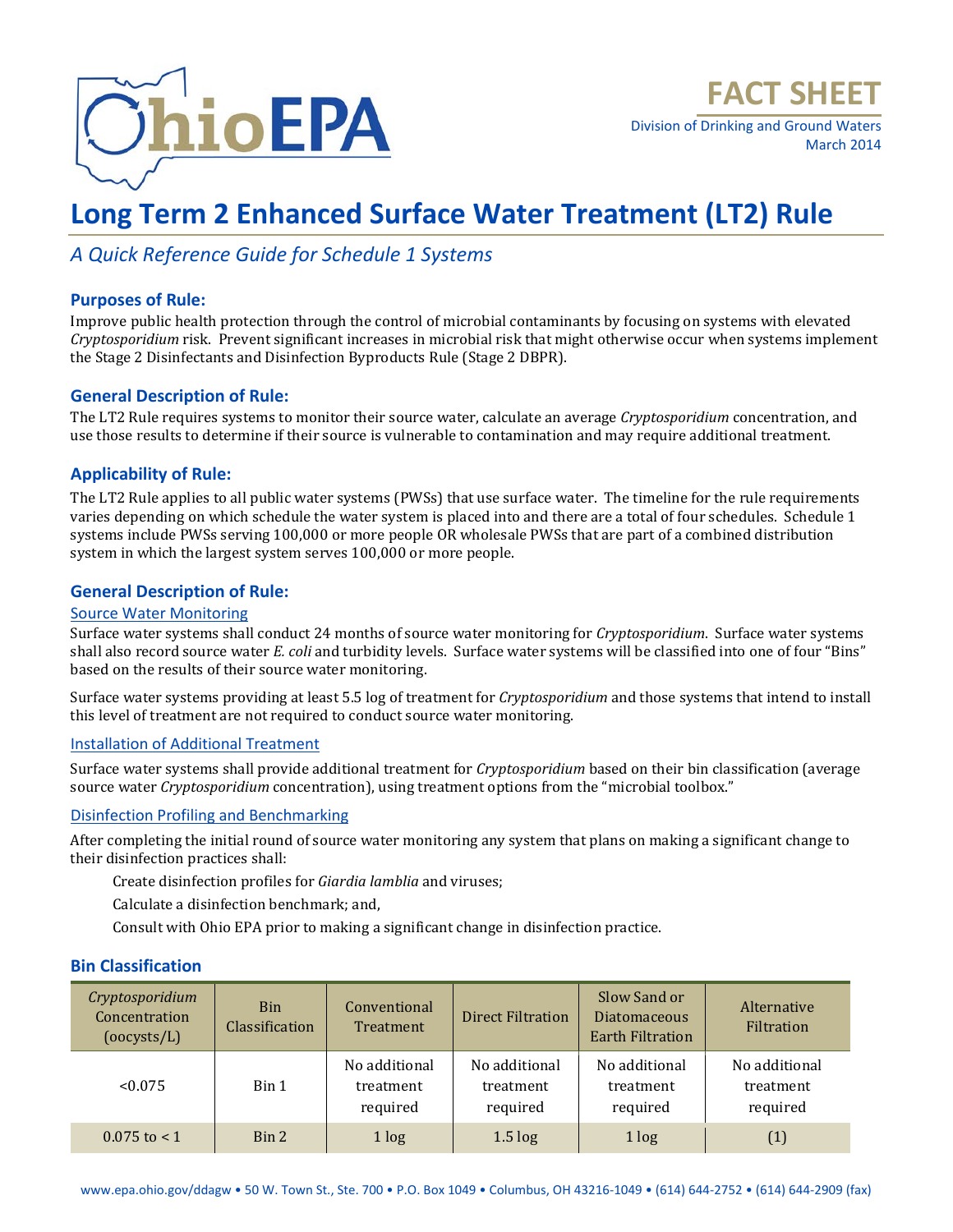# FACT SHEET

Division of Drinking and Ground Waters
March 2014

# Long Term 2 Enhanced Surface Water Treatment (LT2) Rule

*A Quick Reference Guide for Schedule 1 Systems*

## Purposes of Rule:

Improve public health protection through the control of microbial contaminants by focusing on systems with elevated *Cryptosporidium* risk. Prevent significant increases in microbial risk that might otherwise occur when systems implement the Stage 2 Disinfectants and Disinfection Byproducts Rule (Stage 2 DBPR).

## General Description of Rule:

The LT2 Rule requires systems to monitor their source water, calculate an average *Cryptosporidium* concentration, and use those results to determine if their source is vulnerable to contamination and may require additional treatment.

## Applicability of Rule:

The LT2 Rule applies to all public water systems (PWSs) that use surface water. The timeline for the rule requirements varies depending on which schedule the water system is placed into and there are a total of four schedules. Schedule 1 systems include PWSs serving 100,000 or more people OR wholesale PWSs that are part of a combined distribution system in which the largest system serves 100,000 or more people.

## General Description of Rule:

### Source Water Monitoring

Surface water systems shall conduct 24 months of source water monitoring for *Cryptosporidium*. Surface water systems shall also record source water *E. coli* and turbidity levels. Surface water systems will be classified into one of four "Bins" based on the results of their source water monitoring.

Surface water systems providing at least 5.5 log of treatment for *Cryptosporidium* and those systems that intend to install this level of treatment are not required to conduct source water monitoring.

### Installation of Additional Treatment

Surface water systems shall provide additional treatment for *Cryptosporidium* based on their bin classification (average source water *Cryptosporidium* concentration), using treatment options from the "microbial toolbox."

### Disinfection Profiling and Benchmarking

After completing the initial round of source water monitoring any system that plans on making a significant change to their disinfection practices shall:

Create disinfection profiles for *Giardia lamblia* and viruses;

Calculate a disinfection benchmark; and,

Consult with Ohio EPA prior to making a significant change in disinfection practice.

## Bin Classification

| *Cryptosporidium* Concentration (oocysts/L) | Bin Classification | Conventional Treatment | Direct Filtration | Slow Sand or Diatomaceous Earth Filtration | Alternative Filtration |
|---|---|---|---|---|---|
| <0.075 | Bin 1 | No additional treatment required | No additional treatment required | No additional treatment required | No additional treatment required |
| 0.075 to < 1 | Bin 2 | 1 log | 1.5 log | 1 log | (1) |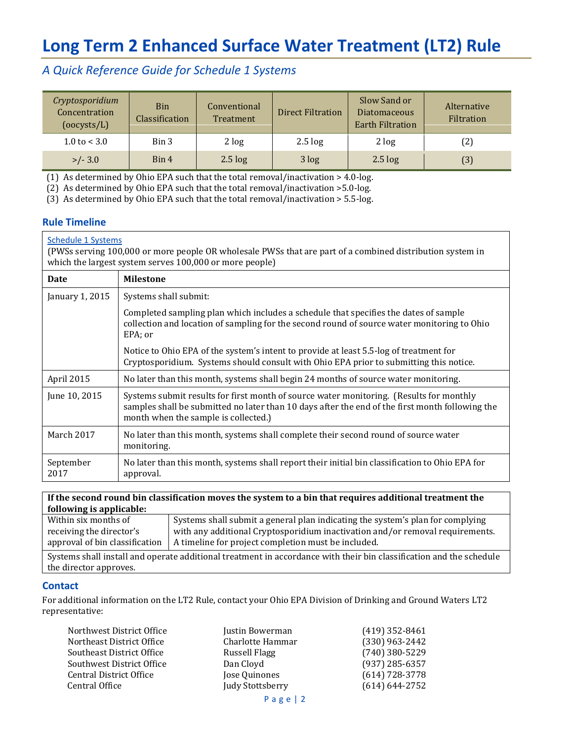# Long Term 2 Enhanced Surface Water Treatment (LT2) Rule

## *A Quick Reference Guide for Schedule 1 Systems*

| *Cryptosporidium* Concentration (oocysts/L) | Bin Classification | Conventional Treatment | Direct Filtration | Slow Sand or Diatomaceous Earth Filtration | Alternative Filtration |
|---|---|---|---|---|---|
| 1.0 to < 3.0 | Bin 3 | 2 log | 2.5 log | 2 log | (2) |
| >/- 3.0 | Bin 4 | 2.5 log | 3 log | 2.5 log | (3) |

(1) As determined by Ohio EPA such that the total removal/inactivation > 4.0-log.
(2) As determined by Ohio EPA such that the total removal/inactivation >5.0-log.
(3) As determined by Ohio EPA such that the total removal/inactivation > 5.5-log.

### Rule Timeline

Schedule 1 Systems
(PWSs serving 100,000 or more people OR wholesale PWSs that are part of a combined distribution system in which the largest system serves 100,000 or more people)

| Date | Milestone |
|---|---|
| January 1, 2015 | Systems shall submit:<br><br>Completed sampling plan which includes a schedule that specifies the dates of sample collection and location of sampling for the second round of source water monitoring to Ohio EPA; or<br><br>Notice to Ohio EPA of the system's intent to provide at least 5.5-log of treatment for Cryptosporidium. Systems should consult with Ohio EPA prior to submitting this notice. |
| April 2015 | No later than this month, systems shall begin 24 months of source water monitoring. |
| June 10, 2015 | Systems submit results for first month of source water monitoring. (Results for monthly samples shall be submitted no later than 10 days after the end of the first month following the month when the sample is collected.) |
| March 2017 | No later than this month, systems shall complete their second round of source water monitoring. |
| September 2017 | No later than this month, systems shall report their initial bin classification to Ohio EPA for approval. |

| **If the second round bin classification moves the system to a bin that requires additional treatment the following is applicable:** | |
|---|---|
| Within six months of receiving the director's approval of bin classification | Systems shall submit a general plan indicating the system's plan for complying with any additional Cryptosporidium inactivation and/or removal requirements. A timeline for project completion must be included. |
| Systems shall install and operate additional treatment in accordance with their bin classification and the schedule the director approves. | |

### Contact

For additional information on the LT2 Rule, contact your Ohio EPA Division of Drinking and Ground Waters LT2 representative:

| | | |
|---|---|---|
| Northwest District Office | Justin Bowerman | (419) 352-8461 |
| Northeast District Office | Charlotte Hammar | (330) 963-2442 |
| Southeast District Office | Russell Flagg | (740) 380-5229 |
| Southwest District Office | Dan Cloyd | (937) 285-6357 |
| Central District Office | Jose Quinones | (614) 728-3778 |
| Central Office | Judy Stottsberry | (614) 644-2752 |